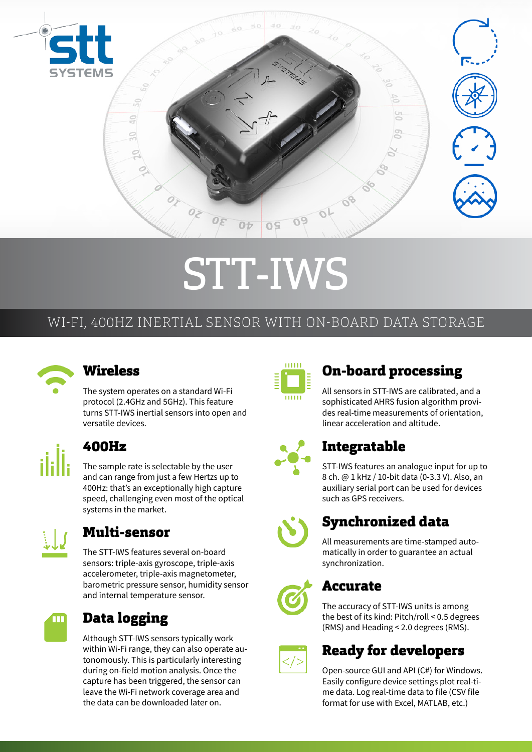# STT-IWS

## WI-FI, 400HZ INERTIAL SENSOR WITH ON-BOARD DATA STORAGE

### Wireless

The system operates on a standard Wi-Fi protocol (2.4GHz and 5GHz). This feature turns STT-IWS inertial sensors into open and versatile devices.

### 400Hz

The sample rate is selectable by the user and can range from just a few Hertz up to 400Hz: that's an exceptionally high capture speed, challenging even most of the optical systems in the market.

### Multi-sensor

The STT-IWS features several on-board sensors: triple-axis gyroscope, triple-axis accelerometer, triple-axis magnetometer, barometric pressure sensor, humidity sensor and internal temperature sensor.

### Data logging

Although STT-IWS sensors typically work within Wi-Fi range, they can also operate autonomously. This is particularly interesting during on-field motion analysis. Once the capture has been triggered, the sensor can leave the Wi-Fi network coverage area and the data can be downloaded later on.

### On-board processing

All sensors in STT-IWS are calibrated, and a sophisticated AHRS fusion algorithm provides real-time measurements of orientation, linear acceleration and altitude.

### Integratable

STT-IWS features an analogue input for up to 8 ch. @ 1 kHz / 10-bit data (0-3.3 V). Also, an auxiliary serial port can be used for devices such as GPS receivers.

### Synchronized data

All measurements are time-stamped automatically in order to guarantee an actual synchronization.

### Accurate

The accuracy of STT-IWS units is among the best of its kind: Pitch/roll < 0.5 degrees (RMS) and Heading < 2.0 degrees (RMS).

### Ready for developers

Open-source GUI and API (C#) for Windows. Easily configure device settings plot real-time data. Log real-time data to file (CSV file format for use with Excel, MATLAB, etc.)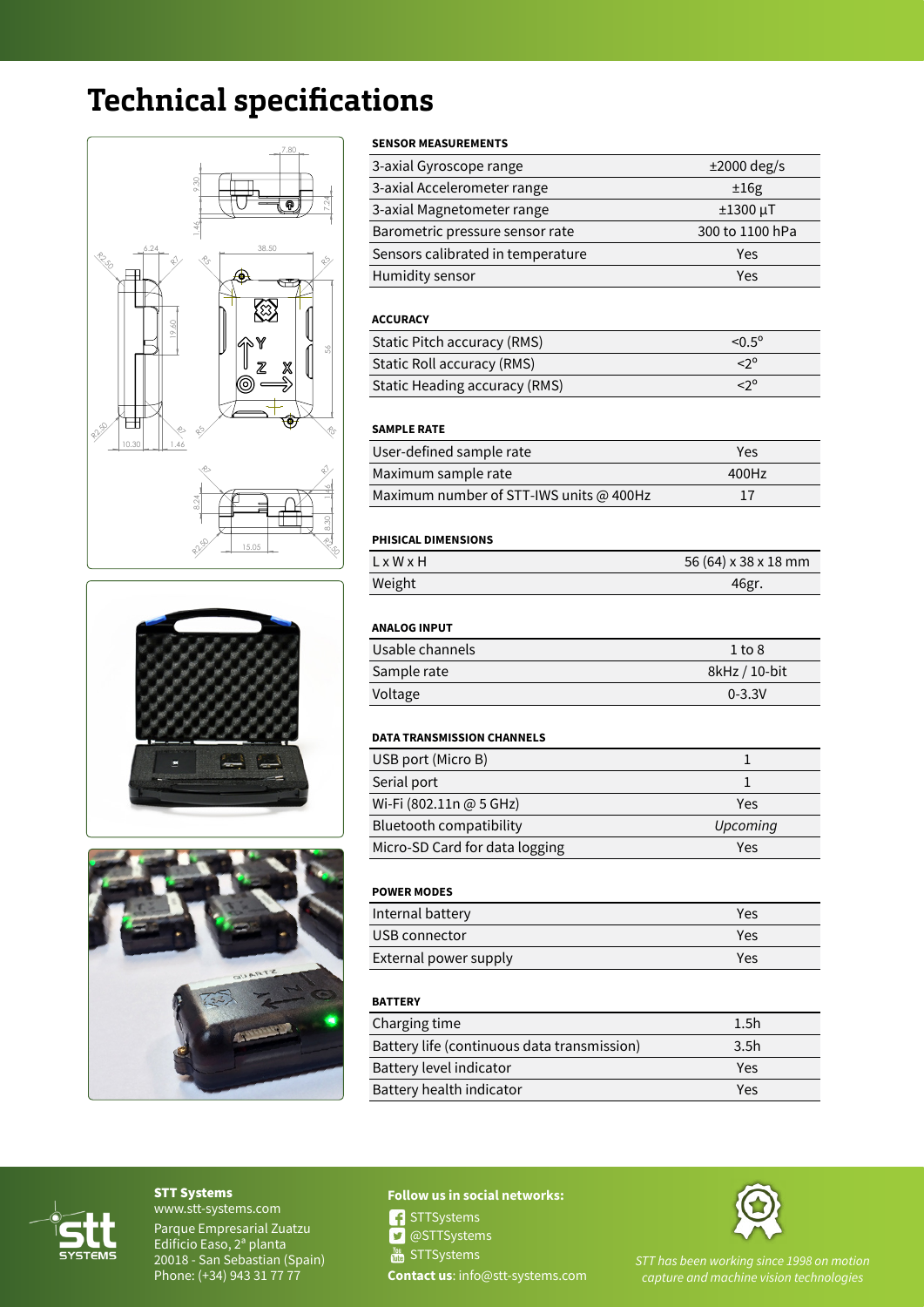# Technical specifications

**SENSOR MEASUREMENTS**

| | |
|---|---|
| 3-axial Gyroscope range | ±2000 deg/s |
| 3-axial Accelerometer range | ±16g |
| 3-axial Magnetometer range | ±1300 µT |
| Barometric pressure sensor rate | 300 to 1100 hPa |
| Sensors calibrated in temperature | Yes |
| Humidity sensor | Yes |

**ACCURACY**

| | |
|---|---|
| Static Pitch accuracy (RMS) | <0.5º |
| Static Roll accuracy (RMS) | <2º |
| Static Heading accuracy (RMS) | <2º |

**SAMPLE RATE**

| | |
|---|---|
| User-defined sample rate | Yes |
| Maximum sample rate | 400Hz |
| Maximum number of STT-IWS units @ 400Hz | 17 |

**PHISICAL DIMENSIONS**

| | |
|---|---|
| L x W x H | 56 (64) x 38 x 18 mm |
| Weight | 46gr. |

**ANALOG INPUT**

| | |
|---|---|
| Usable channels | 1 to 8 |
| Sample rate | 8kHz / 10-bit |
| Voltage | 0-3.3V |

**DATA TRANSMISSION CHANNELS**

| | |
|---|---|
| USB port (Micro B) | 1 |
| Serial port | 1 |
| Wi-Fi (802.11n @ 5 GHz) | Yes |
| Bluetooth compatibility | *Upcoming* |
| Micro-SD Card for data logging | Yes |

**POWER MODES**

| | |
|---|---|
| Internal battery | Yes |
| USB connector | Yes |
| External power supply | Yes |

**BATTERY**

| | |
|---|---|
| Charging time | 1.5h |
| Battery life (continuous data transmission) | 3.5h |
| Battery level indicator | Yes |
| Battery health indicator | Yes |

**STT Systems**
www.stt-systems.com
Parque Empresarial Zuatzu
Edificio Easo, 2ª planta
20018 - San Sebastian (Spain)
Phone: (+34) 943 31 77 77

**Follow us in social networks:**
STTSystems
@STTSystems
STTSystems
**Contact us**: info@stt-systems.com

*STT has been working since 1998 on motion capture and machine vision technologies*